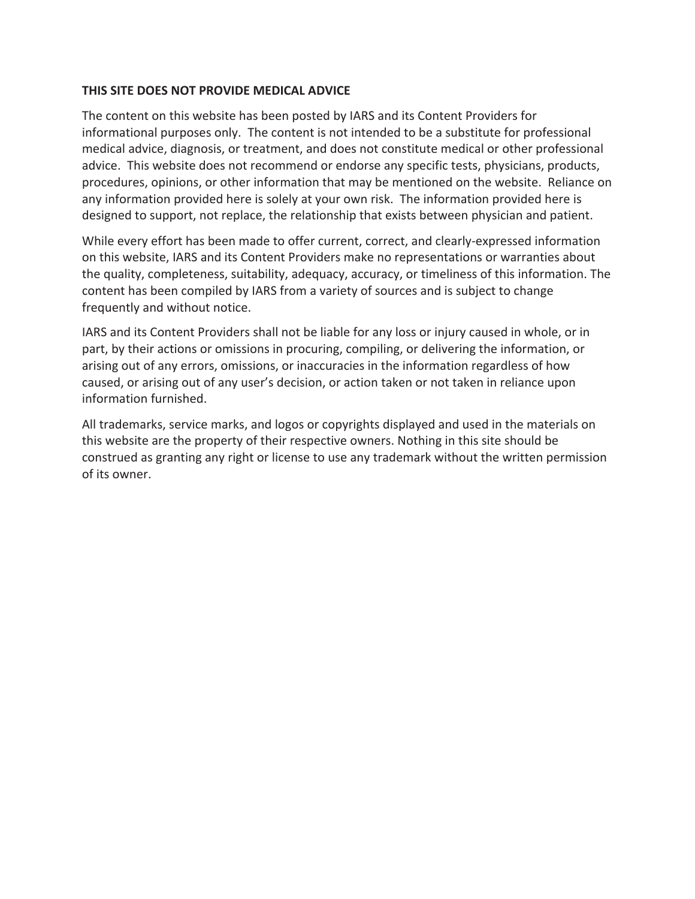**THIS SITE DOES NOT PROVIDE MEDICAL ADVICE**

The content on this website has been posted by IARS and its Content Providers for informational purposes only. The content is not intended to be a substitute for professional medical advice, diagnosis, or treatment, and does not constitute medical or other professional advice. This website does not recommend or endorse any specific tests, physicians, products, procedures, opinions, or other information that may be mentioned on the website. Reliance on any information provided here is solely at your own risk. The information provided here is designed to support, not replace, the relationship that exists between physician and patient.

While every effort has been made to offer current, correct, and clearly-expressed information on this website, IARS and its Content Providers make no representations or warranties about the quality, completeness, suitability, adequacy, accuracy, or timeliness of this information. The content has been compiled by IARS from a variety of sources and is subject to change frequently and without notice.

IARS and its Content Providers shall not be liable for any loss or injury caused in whole, or in part, by their actions or omissions in procuring, compiling, or delivering the information, or arising out of any errors, omissions, or inaccuracies in the information regardless of how caused, or arising out of any user's decision, or action taken or not taken in reliance upon information furnished.

All trademarks, service marks, and logos or copyrights displayed and used in the materials on this website are the property of their respective owners. Nothing in this site should be construed as granting any right or license to use any trademark without the written permission of its owner.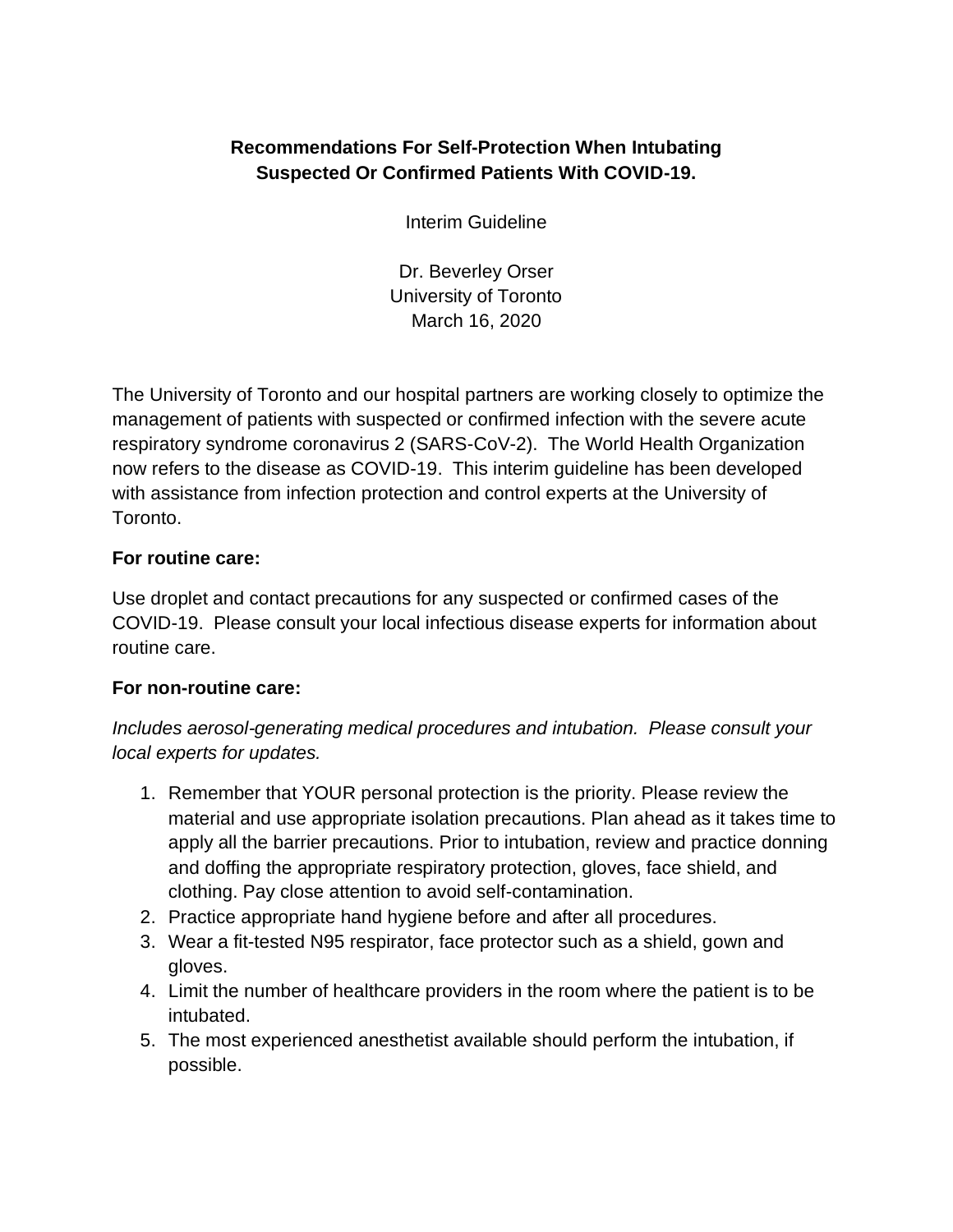**Recommendations For Self-Protection When Intubating Suspected Or Confirmed Patients With COVID-19.**

Interim Guideline

Dr. Beverley Orser
University of Toronto
March 16, 2020

The University of Toronto and our hospital partners are working closely to optimize the management of patients with suspected or confirmed infection with the severe acute respiratory syndrome coronavirus 2 (SARS-CoV-2). The World Health Organization now refers to the disease as COVID-19. This interim guideline has been developed with assistance from infection protection and control experts at the University of Toronto.

**For routine care:**

Use droplet and contact precautions for any suspected or confirmed cases of the COVID-19. Please consult your local infectious disease experts for information about routine care.

**For non-routine care:**

*Includes aerosol-generating medical procedures and intubation. Please consult your local experts for updates.*

1. Remember that YOUR personal protection is the priority. Please review the material and use appropriate isolation precautions. Plan ahead as it takes time to apply all the barrier precautions. Prior to intubation, review and practice donning and doffing the appropriate respiratory protection, gloves, face shield, and clothing. Pay close attention to avoid self-contamination.
2. Practice appropriate hand hygiene before and after all procedures.
3. Wear a fit-tested N95 respirator, face protector such as a shield, gown and gloves.
4. Limit the number of healthcare providers in the room where the patient is to be intubated.
5. The most experienced anesthetist available should perform the intubation, if possible.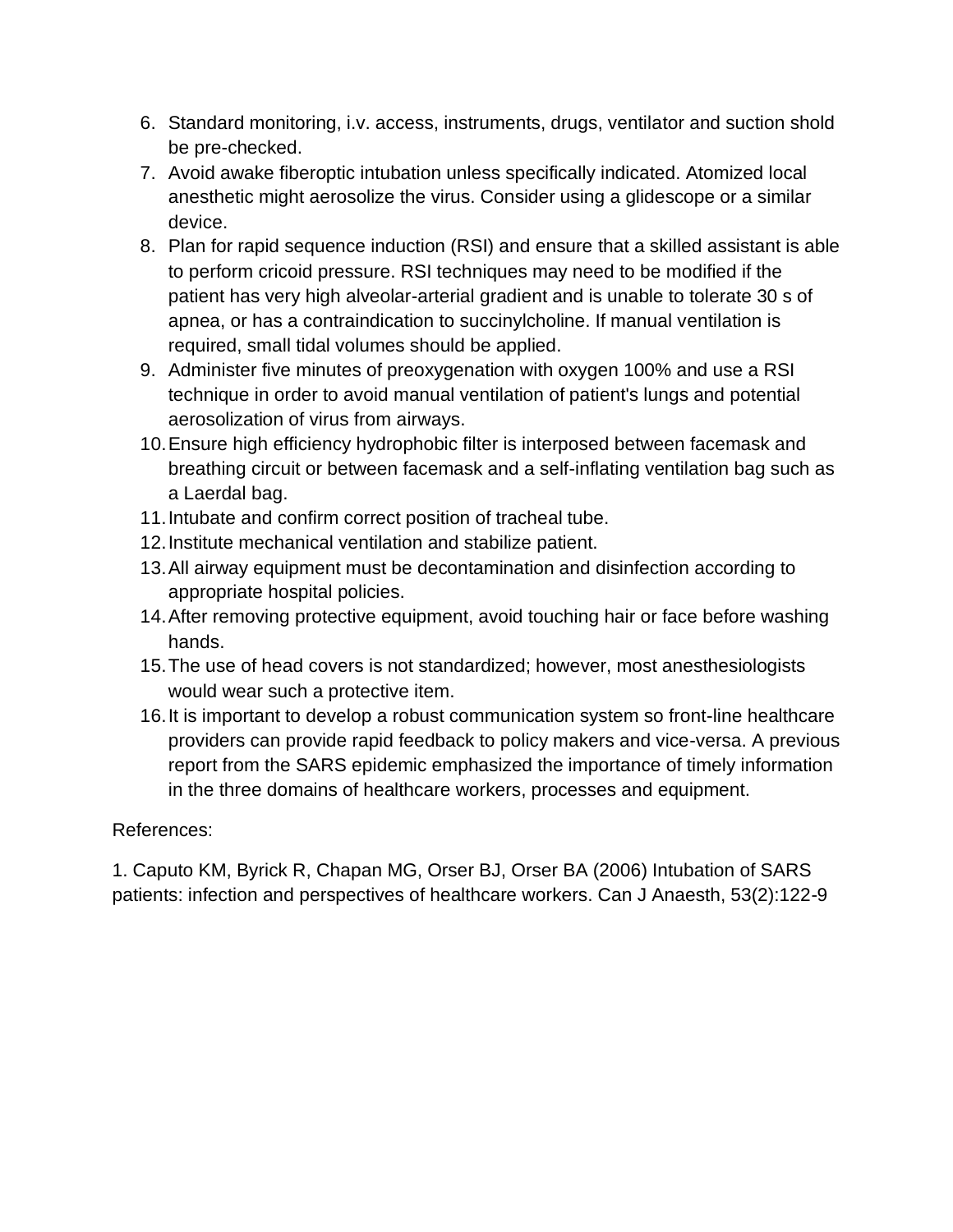6. Standard monitoring, i.v. access, instruments, drugs, ventilator and suction shold be pre-checked.
7. Avoid awake fiberoptic intubation unless specifically indicated. Atomized local anesthetic might aerosolize the virus. Consider using a glidescope or a similar device.
8. Plan for rapid sequence induction (RSI) and ensure that a skilled assistant is able to perform cricoid pressure. RSI techniques may need to be modified if the patient has very high alveolar-arterial gradient and is unable to tolerate 30 s of apnea, or has a contraindication to succinylcholine. If manual ventilation is required, small tidal volumes should be applied.
9. Administer five minutes of preoxygenation with oxygen 100% and use a RSI technique in order to avoid manual ventilation of patient's lungs and potential aerosolization of virus from airways.
10. Ensure high efficiency hydrophobic filter is interposed between facemask and breathing circuit or between facemask and a self-inflating ventilation bag such as a Laerdal bag.
11. Intubate and confirm correct position of tracheal tube.
12. Institute mechanical ventilation and stabilize patient.
13. All airway equipment must be decontamination and disinfection according to appropriate hospital policies.
14. After removing protective equipment, avoid touching hair or face before washing hands.
15. The use of head covers is not standardized; however, most anesthesiologists would wear such a protective item.
16. It is important to develop a robust communication system so front-line healthcare providers can provide rapid feedback to policy makers and vice-versa. A previous report from the SARS epidemic emphasized the importance of timely information in the three domains of healthcare workers, processes and equipment.

References:

1. Caputo KM, Byrick R, Chapan MG, Orser BJ, Orser BA (2006) Intubation of SARS patients: infection and perspectives of healthcare workers. Can J Anaesth, 53(2):122-9